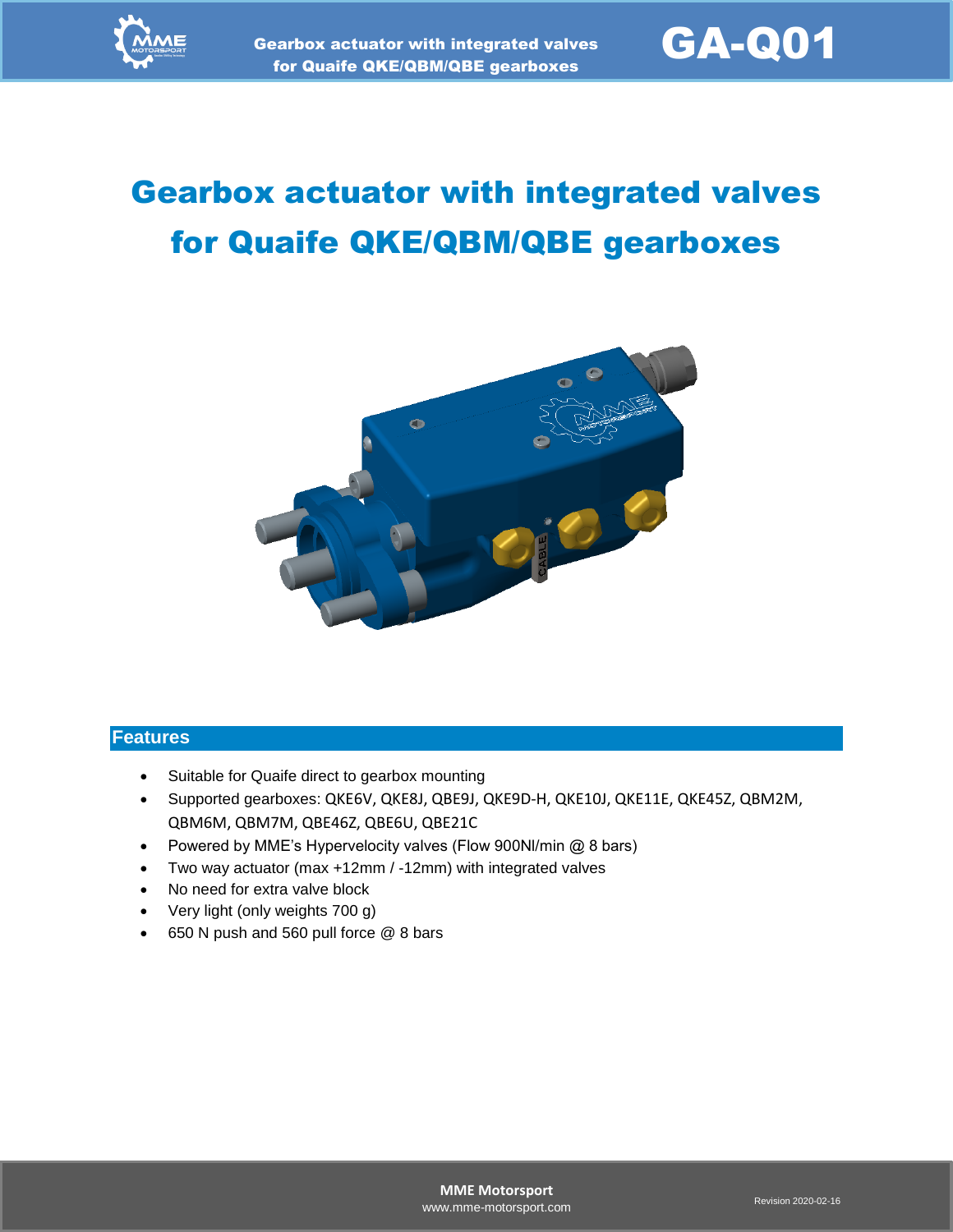# Gearbox actuator with integrated valves for Quaife QKE/QBM/QBE gearboxes

## Features

- Suitable for Quaife direct to gearbox mounting
- Supported gearboxes: QKE6V, QKE8J, QBE9J, QKE9D-H, QKE10J, QKE11E, QKE45Z, QBM2M, QBM6M, QBM7M, QBE46Z, QBE6U, QBE21C
- Powered by MME's Hypervelocity valves (Flow 900Nl/min @ 8 bars)
- Two way actuator (max +12mm / -12mm) with integrated valves
- No need for extra valve block
- Very light (only weights 700 g)
- 650 N push and 560 pull force @ 8 bars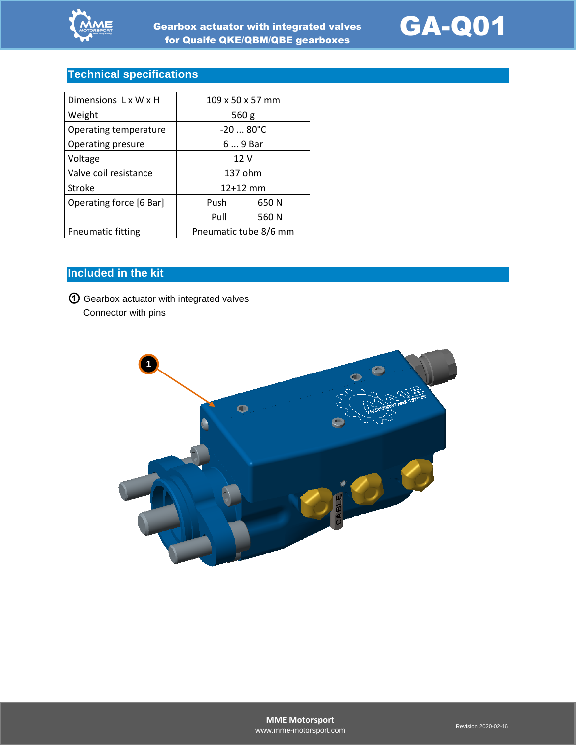## Technical specifications

| Dimensions L x W x H | 109 x 50 x 57 mm | |
|---|---|---|
| Weight | 560 g | |
| Operating temperature | -20 ... 80°C | |
| Operating presure | 6 ... 9 Bar | |
| Voltage | 12 V | |
| Valve coil resistance | 137 ohm | |
| Stroke | 12+12 mm | |
| Operating force [6 Bar] | Push | 650 N |
| | Pull | 560 N |
| Pneumatic fitting | Pneumatic tube 8/6 mm | |

## Included in the kit

① Gearbox actuator with integrated valves
Connector with pins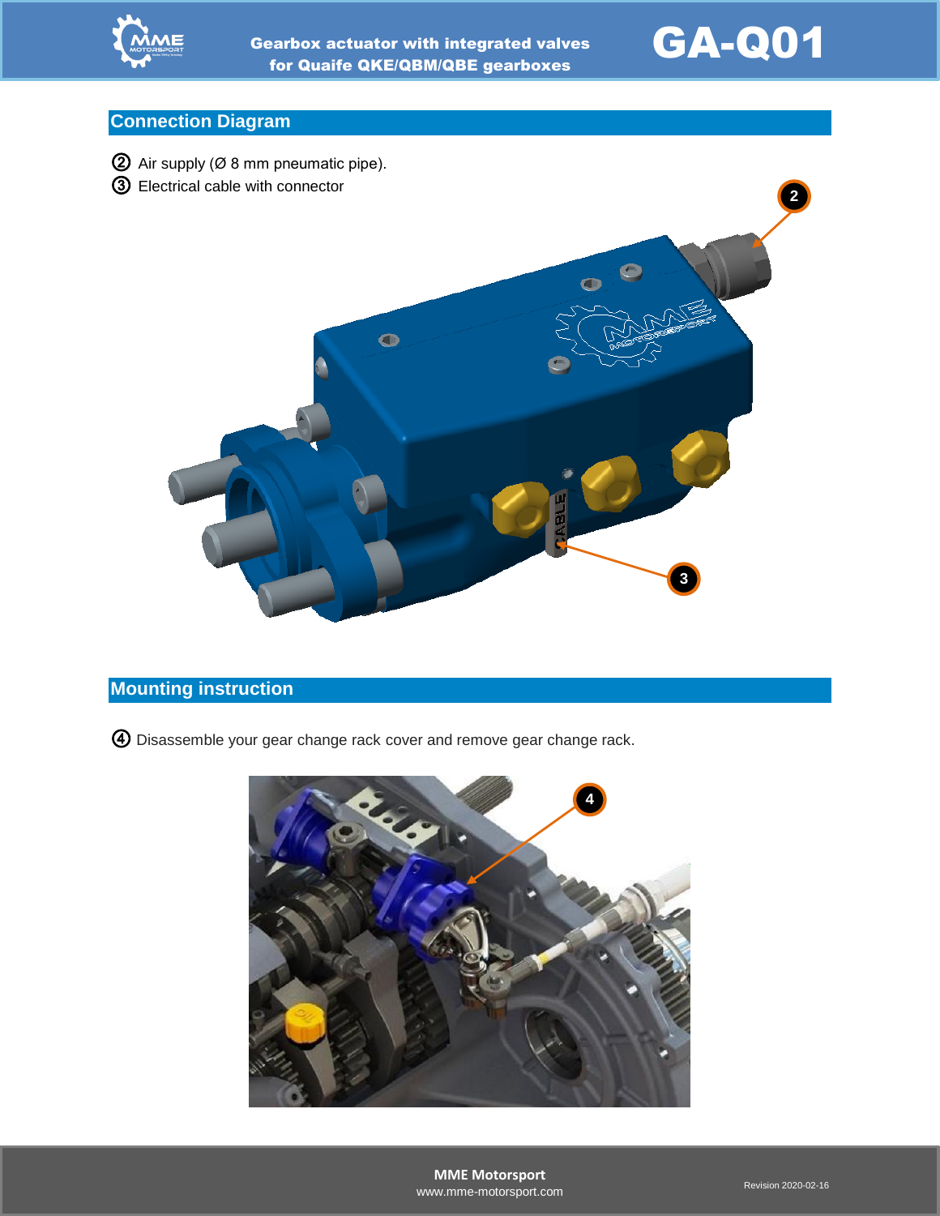## Connection Diagram

② Air supply (Ø 8 mm pneumatic pipe).

③ Electrical cable with connector

## Mounting instruction

④ Disassemble your gear change rack cover and remove gear change rack.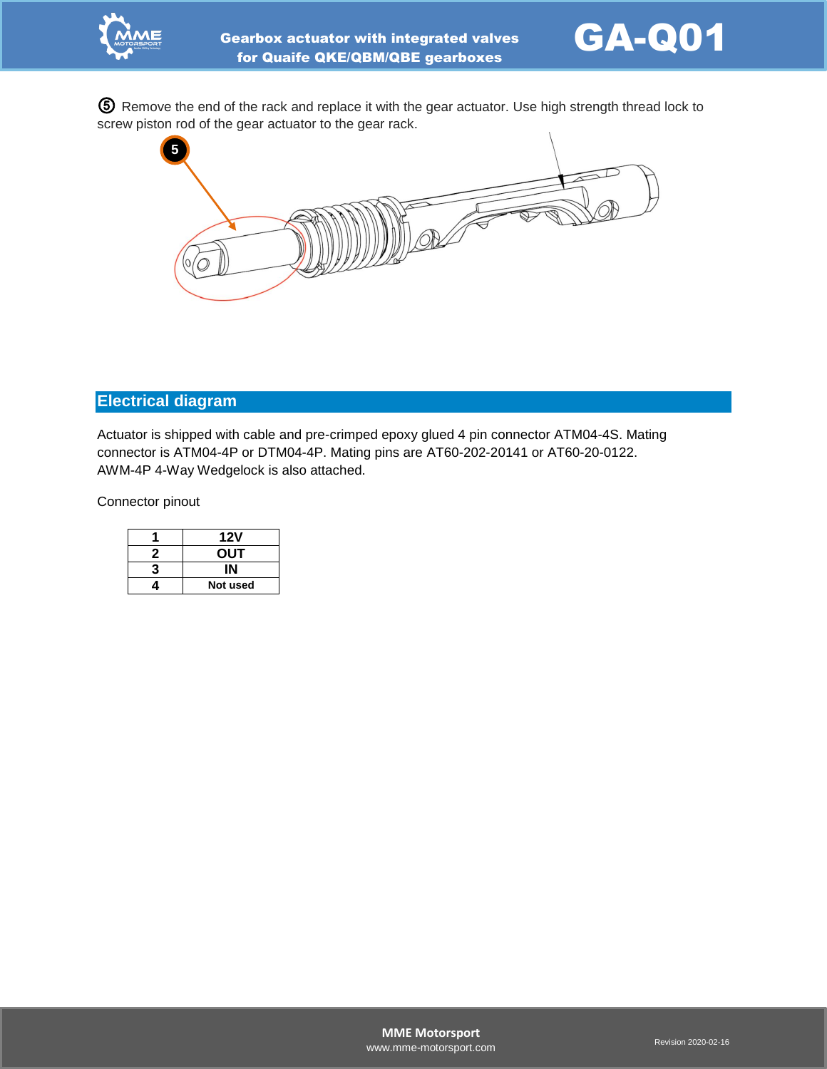⑤ Remove the end of the rack and replace it with the gear actuator. Use high strength thread lock to screw piston rod of the gear actuator to the gear rack.

## Electrical diagram

Actuator is shipped with cable and pre-crimped epoxy glued 4 pin connector ATM04-4S. Mating connector is ATM04-4P or DTM04-4P. Mating pins are AT60-202-20141 or AT60-20-0122. AWM-4P 4-Way Wedgelock is also attached.

Connector pinout

| 1 | 12V |
|---|---|
| 2 | OUT |
| 3 | IN |
| 4 | Not used |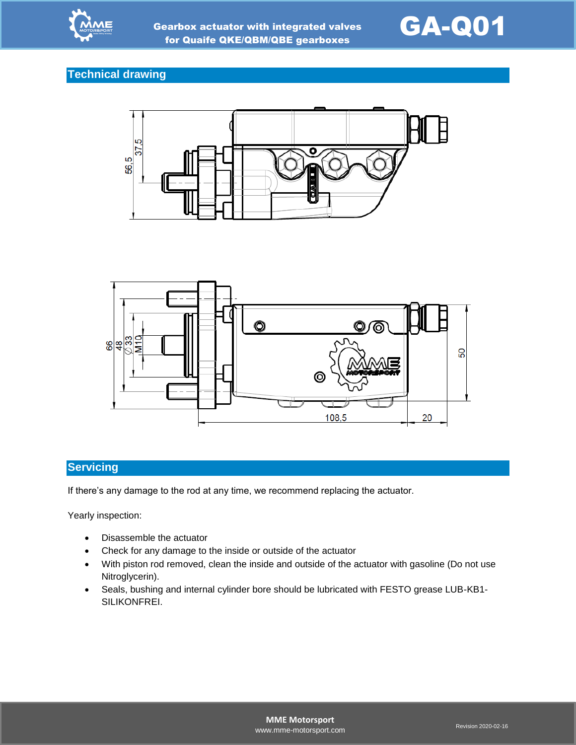## Technical drawing

56,5
37,5

66
48
∅33
M10
108,5
20
50

## Servicing

If there’s any damage to the rod at any time, we recommend replacing the actuator.

Yearly inspection:

- Disassemble the actuator
- Check for any damage to the inside or outside of the actuator
- With piston rod removed, clean the inside and outside of the actuator with gasoline (Do not use Nitroglycerin).
- Seals, bushing and internal cylinder bore should be lubricated with FESTO grease LUB-KB1-SILIKONFREI.